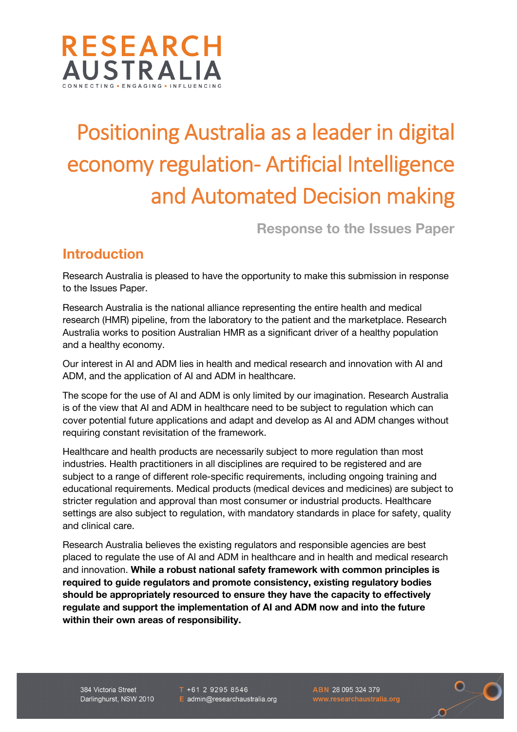RESEARCH AUSTRALIA

CONNECTING ▪ ENGAGING ▪ INFLUENCING

# Positioning Australia as a leader in digital economy regulation- Artificial Intelligence and Automated Decision making

### Response to the Issues Paper

## Introduction

Research Australia is pleased to have the opportunity to make this submission in response to the Issues Paper.

Research Australia is the national alliance representing the entire health and medical research (HMR) pipeline, from the laboratory to the patient and the marketplace. Research Australia works to position Australian HMR as a significant driver of a healthy population and a healthy economy.

Our interest in AI and ADM lies in health and medical research and innovation with AI and ADM, and the application of AI and ADM in healthcare.

The scope for the use of AI and ADM is only limited by our imagination. Research Australia is of the view that AI and ADM in healthcare need to be subject to regulation which can cover potential future applications and adapt and develop as AI and ADM changes without requiring constant revisitation of the framework.

Healthcare and health products are necessarily subject to more regulation than most industries. Health practitioners in all disciplines are required to be registered and are subject to a range of different role-specific requirements, including ongoing training and educational requirements. Medical products (medical devices and medicines) are subject to stricter regulation and approval than most consumer or industrial products. Healthcare settings are also subject to regulation, with mandatory standards in place for safety, quality and clinical care.

Research Australia believes the existing regulators and responsible agencies are best placed to regulate the use of AI and ADM in healthcare and in health and medical research and innovation. **While a robust national safety framework with common principles is required to guide regulators and promote consistency, existing regulatory bodies should be appropriately resourced to ensure they have the capacity to effectively regulate and support the implementation of AI and ADM now and into the future within their own areas of responsibility.**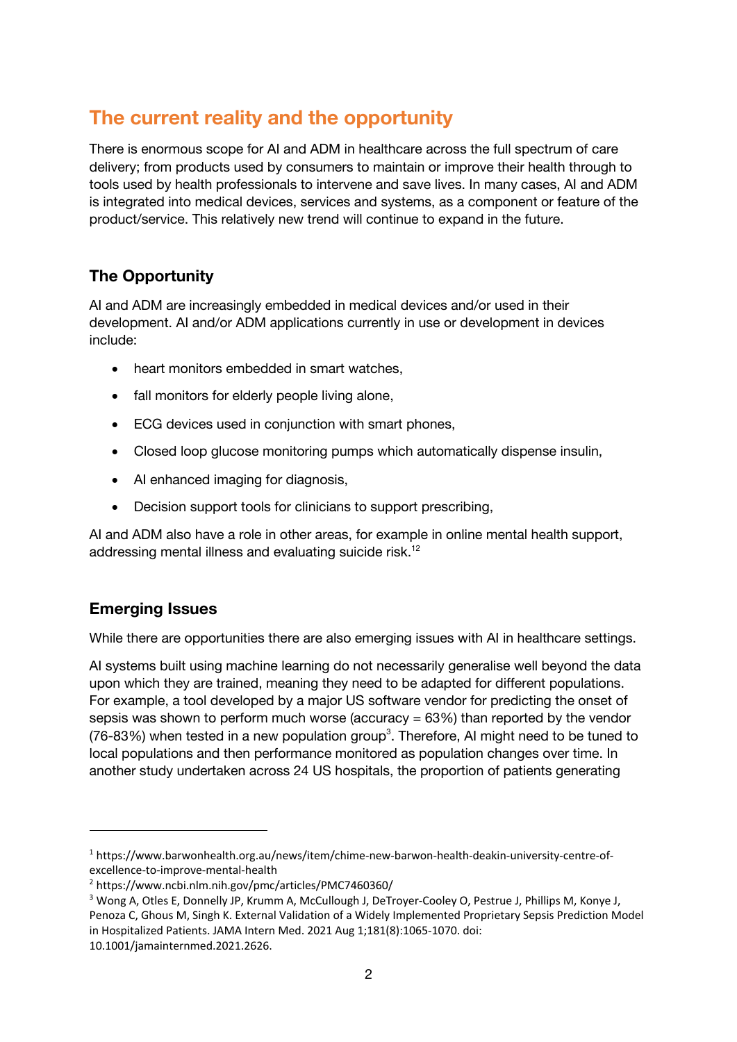## The current reality and the opportunity

There is enormous scope for AI and ADM in healthcare across the full spectrum of care delivery; from products used by consumers to maintain or improve their health through to tools used by health professionals to intervene and save lives. In many cases, AI and ADM is integrated into medical devices, services and systems, as a component or feature of the product/service. This relatively new trend will continue to expand in the future.

### The Opportunity

AI and ADM are increasingly embedded in medical devices and/or used in their development. AI and/or ADM applications currently in use or development in devices include:

- heart monitors embedded in smart watches,
- fall monitors for elderly people living alone,
- ECG devices used in conjunction with smart phones,
- Closed loop glucose monitoring pumps which automatically dispense insulin,
- AI enhanced imaging for diagnosis,
- Decision support tools for clinicians to support prescribing,

AI and ADM also have a role in other areas, for example in online mental health support, addressing mental illness and evaluating suicide risk.[1,2]

### Emerging Issues

While there are opportunities there are also emerging issues with AI in healthcare settings.

AI systems built using machine learning do not necessarily generalise well beyond the data upon which they are trained, meaning they need to be adapted for different populations. For example, a tool developed by a major US software vendor for predicting the onset of sepsis was shown to perform much worse (accuracy = 63%) than reported by the vendor (76-83%) when tested in a new population group[3]. Therefore, AI might need to be tuned to local populations and then performance monitored as population changes over time. In another study undertaken across 24 US hospitals, the proportion of patients generating

---

[1] https://www.barwonhealth.org.au/news/item/chime-new-barwon-health-deakin-university-centre-of-excellence-to-improve-mental-health

[2] https://www.ncbi.nlm.nih.gov/pmc/articles/PMC7460360/

[3] Wong A, Otles E, Donnelly JP, Krumm A, McCullough J, DeTroyer-Cooley O, Pestrue J, Phillips M, Konye J, Penoza C, Ghous M, Singh K. External Validation of a Widely Implemented Proprietary Sepsis Prediction Model in Hospitalized Patients. JAMA Intern Med. 2021 Aug 1;181(8):1065-1070. doi: 10.1001/jamainternmed.2021.2626.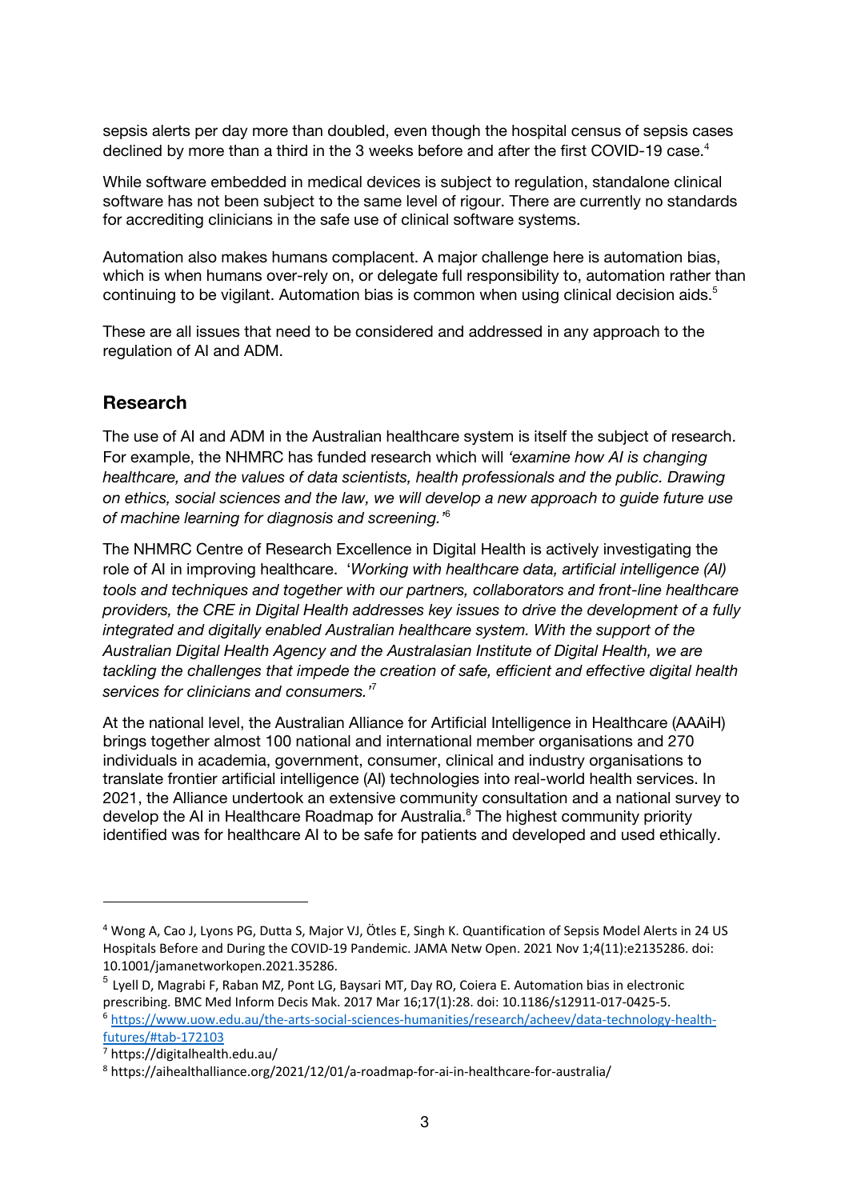sepsis alerts per day more than doubled, even though the hospital census of sepsis cases declined by more than a third in the 3 weeks before and after the first COVID-19 case.[4]

While software embedded in medical devices is subject to regulation, standalone clinical software has not been subject to the same level of rigour. There are currently no standards for accrediting clinicians in the safe use of clinical software systems.

Automation also makes humans complacent. A major challenge here is automation bias, which is when humans over-rely on, or delegate full responsibility to, automation rather than continuing to be vigilant. Automation bias is common when using clinical decision aids.[5]

These are all issues that need to be considered and addressed in any approach to the regulation of AI and ADM.

## Research

The use of AI and ADM in the Australian healthcare system is itself the subject of research. For example, the NHMRC has funded research which will *'examine how AI is changing healthcare, and the values of data scientists, health professionals and the public. Drawing on ethics, social sciences and the law, we will develop a new approach to guide future use of machine learning for diagnosis and screening.'*[6]

The NHMRC Centre of Research Excellence in Digital Health is actively investigating the role of AI in improving healthcare. *'Working with healthcare data, artificial intelligence (AI) tools and techniques and together with our partners, collaborators and front-line healthcare providers, the CRE in Digital Health addresses key issues to drive the development of a fully integrated and digitally enabled Australian healthcare system. With the support of the Australian Digital Health Agency and the Australasian Institute of Digital Health, we are tackling the challenges that impede the creation of safe, efficient and effective digital health services for clinicians and consumers.'*[7]

At the national level, the Australian Alliance for Artificial Intelligence in Healthcare (AAAiH) brings together almost 100 national and international member organisations and 270 individuals in academia, government, consumer, clinical and industry organisations to translate frontier artificial intelligence (AI) technologies into real-world health services. In 2021, the Alliance undertook an extensive community consultation and a national survey to develop the AI in Healthcare Roadmap for Australia.[8] The highest community priority identified was for healthcare AI to be safe for patients and developed and used ethically.

---

[4] Wong A, Cao J, Lyons PG, Dutta S, Major VJ, Ötles E, Singh K. Quantification of Sepsis Model Alerts in 24 US Hospitals Before and During the COVID-19 Pandemic. JAMA Netw Open. 2021 Nov 1;4(11):e2135286. doi: 10.1001/jamanetworkopen.2021.35286.

[5] Lyell D, Magrabi F, Raban MZ, Pont LG, Baysari MT, Day RO, Coiera E. Automation bias in electronic prescribing. BMC Med Inform Decis Mak. 2017 Mar 16;17(1):28. doi: 10.1186/s12911-017-0425-5.

[6] https://www.uow.edu.au/the-arts-social-sciences-humanities/research/acheev/data-technology-health-futures/#tab-172103

[7] https://digitalhealth.edu.au/

[8] https://aihealthalliance.org/2021/12/01/a-roadmap-for-ai-in-healthcare-for-australia/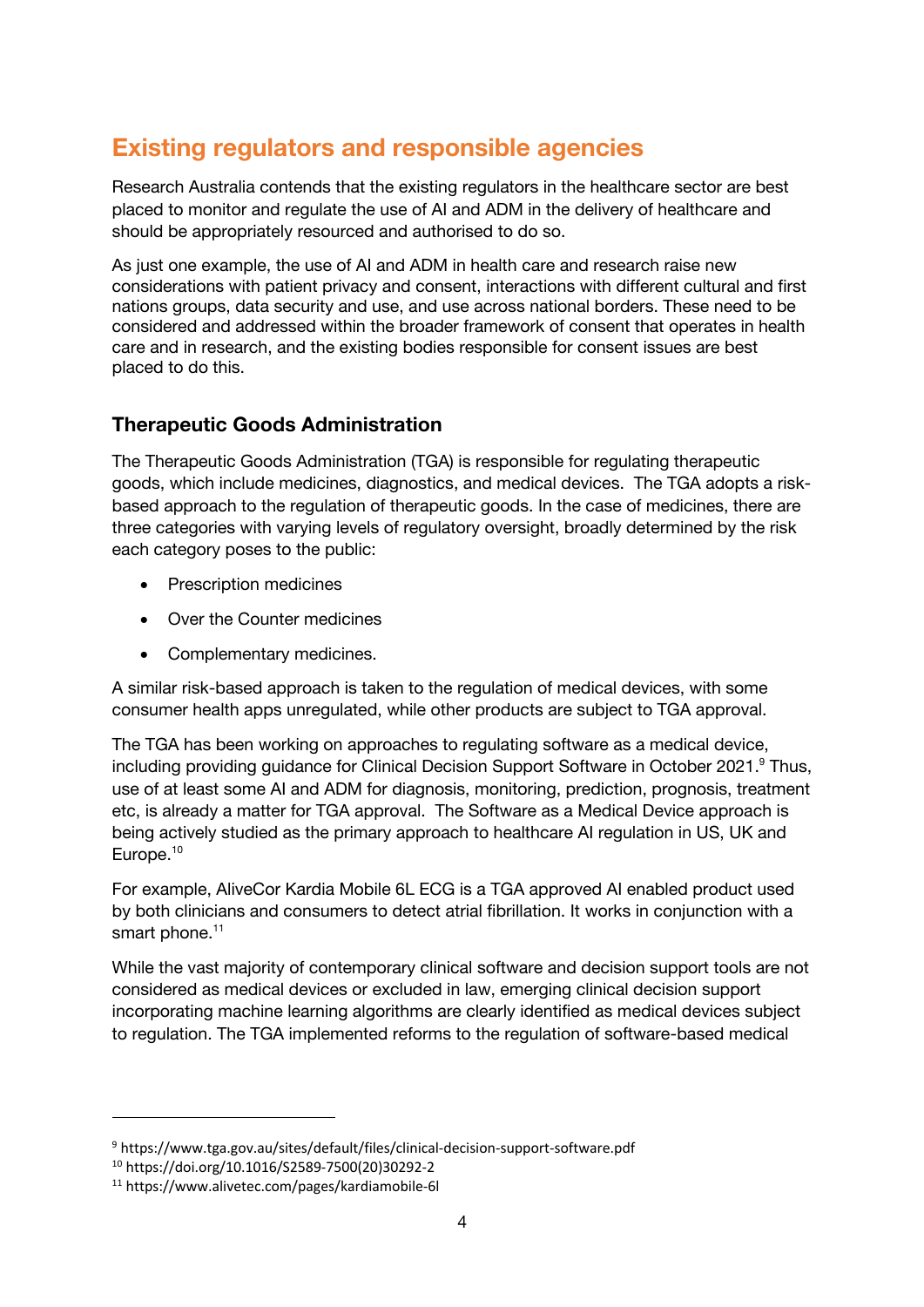## Existing regulators and responsible agencies

Research Australia contends that the existing regulators in the healthcare sector are best placed to monitor and regulate the use of AI and ADM in the delivery of healthcare and should be appropriately resourced and authorised to do so.

As just one example, the use of AI and ADM in health care and research raise new considerations with patient privacy and consent, interactions with different cultural and first nations groups, data security and use, and use across national borders. These need to be considered and addressed within the broader framework of consent that operates in health care and in research, and the existing bodies responsible for consent issues are best placed to do this.

### Therapeutic Goods Administration

The Therapeutic Goods Administration (TGA) is responsible for regulating therapeutic goods, which include medicines, diagnostics, and medical devices. The TGA adopts a risk-based approach to the regulation of therapeutic goods. In the case of medicines, there are three categories with varying levels of regulatory oversight, broadly determined by the risk each category poses to the public:

- Prescription medicines
- Over the Counter medicines
- Complementary medicines.

A similar risk-based approach is taken to the regulation of medical devices, with some consumer health apps unregulated, while other products are subject to TGA approval.

The TGA has been working on approaches to regulating software as a medical device, including providing guidance for Clinical Decision Support Software in October 2021.[9] Thus, use of at least some AI and ADM for diagnosis, monitoring, prediction, prognosis, treatment etc, is already a matter for TGA approval. The Software as a Medical Device approach is being actively studied as the primary approach to healthcare AI regulation in US, UK and Europe.[10]

For example, AliveCor Kardia Mobile 6L ECG is a TGA approved AI enabled product used by both clinicians and consumers to detect atrial fibrillation. It works in conjunction with a smart phone.[11]

While the vast majority of contemporary clinical software and decision support tools are not considered as medical devices or excluded in law, emerging clinical decision support incorporating machine learning algorithms are clearly identified as medical devices subject to regulation. The TGA implemented reforms to the regulation of software-based medical

---

[9] https://www.tga.gov.au/sites/default/files/clinical-decision-support-software.pdf

[10] https://doi.org/10.1016/S2589-7500(20)30292-2

[11] https://www.alivetec.com/pages/kardiamobile-6l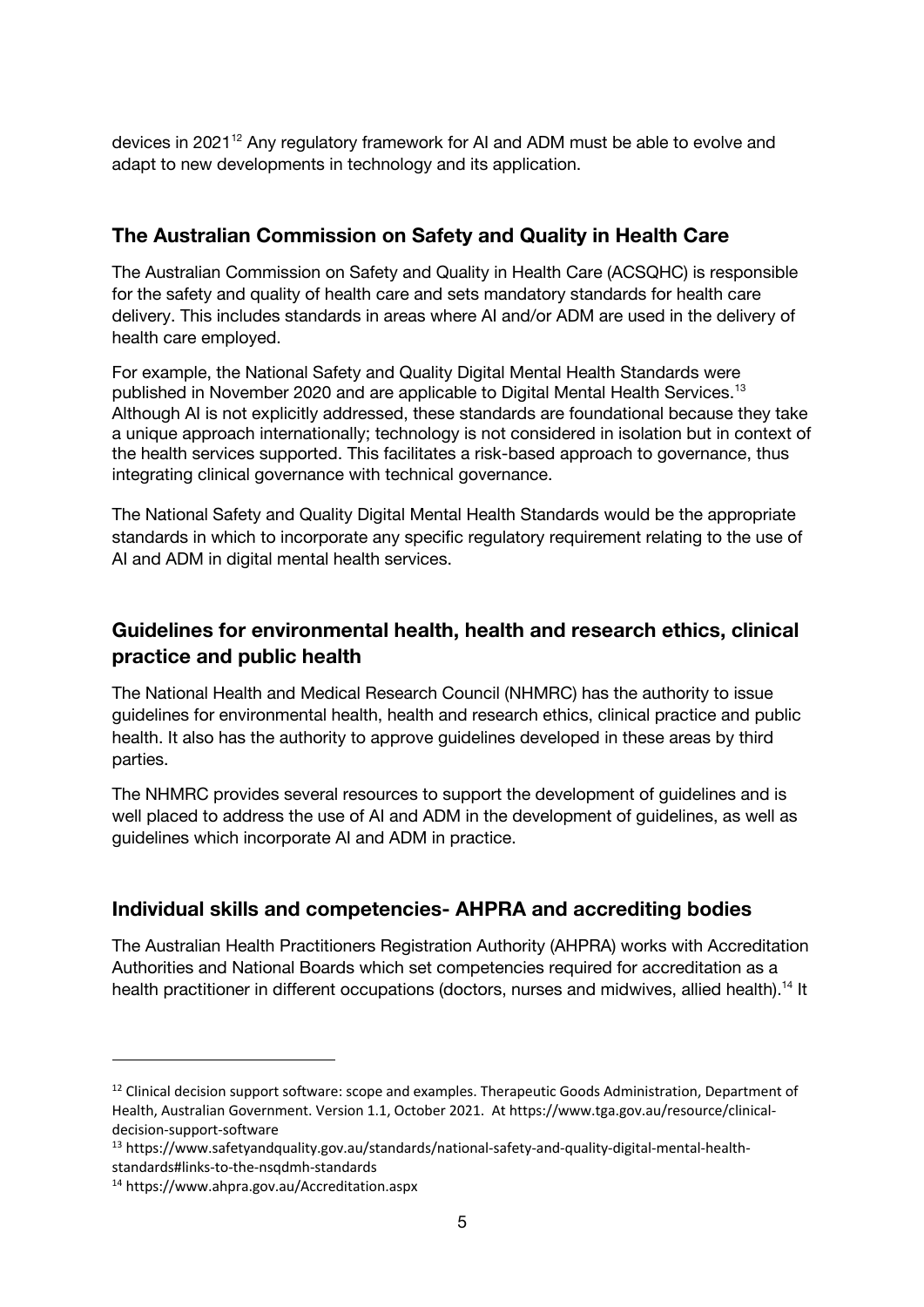devices in 2021[12] Any regulatory framework for AI and ADM must be able to evolve and adapt to new developments in technology and its application.

## The Australian Commission on Safety and Quality in Health Care

The Australian Commission on Safety and Quality in Health Care (ACSQHC) is responsible for the safety and quality of health care and sets mandatory standards for health care delivery. This includes standards in areas where AI and/or ADM are used in the delivery of health care employed.

For example, the National Safety and Quality Digital Mental Health Standards were published in November 2020 and are applicable to Digital Mental Health Services.[13] Although AI is not explicitly addressed, these standards are foundational because they take a unique approach internationally; technology is not considered in isolation but in context of the health services supported. This facilitates a risk-based approach to governance, thus integrating clinical governance with technical governance.

The National Safety and Quality Digital Mental Health Standards would be the appropriate standards in which to incorporate any specific regulatory requirement relating to the use of AI and ADM in digital mental health services.

## Guidelines for environmental health, health and research ethics, clinical practice and public health

The National Health and Medical Research Council (NHMRC) has the authority to issue guidelines for environmental health, health and research ethics, clinical practice and public health. It also has the authority to approve guidelines developed in these areas by third parties.

The NHMRC provides several resources to support the development of guidelines and is well placed to address the use of AI and ADM in the development of guidelines, as well as guidelines which incorporate AI and ADM in practice.

## Individual skills and competencies- AHPRA and accrediting bodies

The Australian Health Practitioners Registration Authority (AHPRA) works with Accreditation Authorities and National Boards which set competencies required for accreditation as a health practitioner in different occupations (doctors, nurses and midwives, allied health).[14] It

---

[12] Clinical decision support software: scope and examples. Therapeutic Goods Administration, Department of Health, Australian Government. Version 1.1, October 2021. At https://www.tga.gov.au/resource/clinical-decision-support-software

[13] https://www.safetyandquality.gov.au/standards/national-safety-and-quality-digital-mental-health-standards#links-to-the-nsqdmh-standards

[14] https://www.ahpra.gov.au/Accreditation.aspx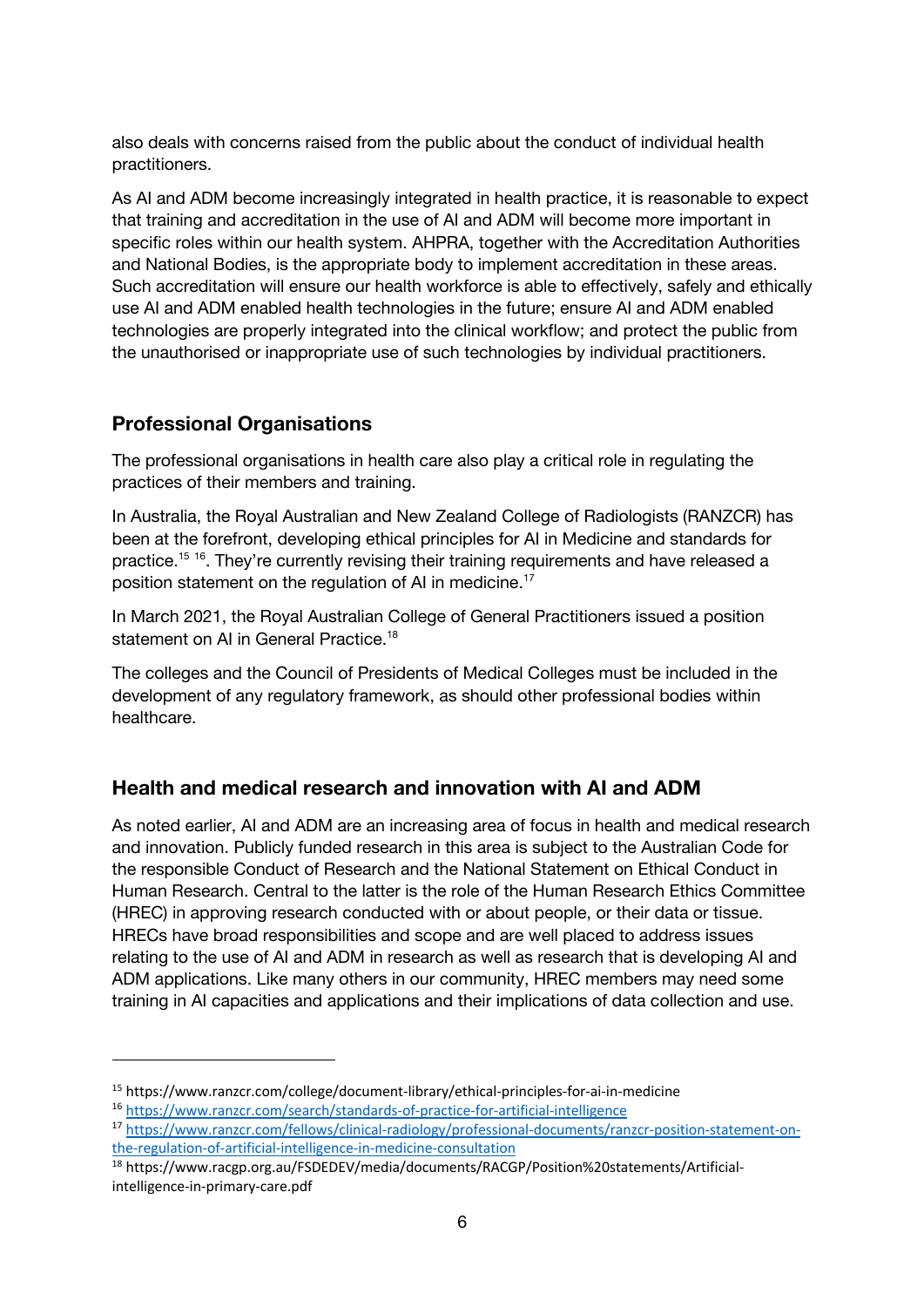also deals with concerns raised from the public about the conduct of individual health practitioners.

As AI and ADM become increasingly integrated in health practice, it is reasonable to expect that training and accreditation in the use of AI and ADM will become more important in specific roles within our health system. AHPRA, together with the Accreditation Authorities and National Bodies, is the appropriate body to implement accreditation in these areas. Such accreditation will ensure our health workforce is able to effectively, safely and ethically use AI and ADM enabled health technologies in the future; ensure AI and ADM enabled technologies are properly integrated into the clinical workflow; and protect the public from the unauthorised or inappropriate use of such technologies by individual practitioners.

## Professional Organisations

The professional organisations in health care also play a critical role in regulating the practices of their members and training.

In Australia, the Royal Australian and New Zealand College of Radiologists (RANZCR) has been at the forefront, developing ethical principles for AI in Medicine and standards for practice.[15] [16]. They're currently revising their training requirements and have released a position statement on the regulation of AI in medicine.[17]

In March 2021, the Royal Australian College of General Practitioners issued a position statement on AI in General Practice.[18]

The colleges and the Council of Presidents of Medical Colleges must be included in the development of any regulatory framework, as should other professional bodies within healthcare.

## Health and medical research and innovation with AI and ADM

As noted earlier, AI and ADM are an increasing area of focus in health and medical research and innovation. Publicly funded research in this area is subject to the Australian Code for the responsible Conduct of Research and the National Statement on Ethical Conduct in Human Research. Central to the latter is the role of the Human Research Ethics Committee (HREC) in approving research conducted with or about people, or their data or tissue. HRECs have broad responsibilities and scope and are well placed to address issues relating to the use of AI and ADM in research as well as research that is developing AI and ADM applications. Like many others in our community, HREC members may need some training in AI capacities and applications and their implications of data collection and use.

---

[15] https://www.ranzcr.com/college/document-library/ethical-principles-for-ai-in-medicine

[16] https://www.ranzcr.com/search/standards-of-practice-for-artificial-intelligence

[17] https://www.ranzcr.com/fellows/clinical-radiology/professional-documents/ranzcr-position-statement-on-the-regulation-of-artificial-intelligence-in-medicine-consultation

[18] https://www.racgp.org.au/FSDEDEV/media/documents/RACGP/Position%20statements/Artificial-intelligence-in-primary-care.pdf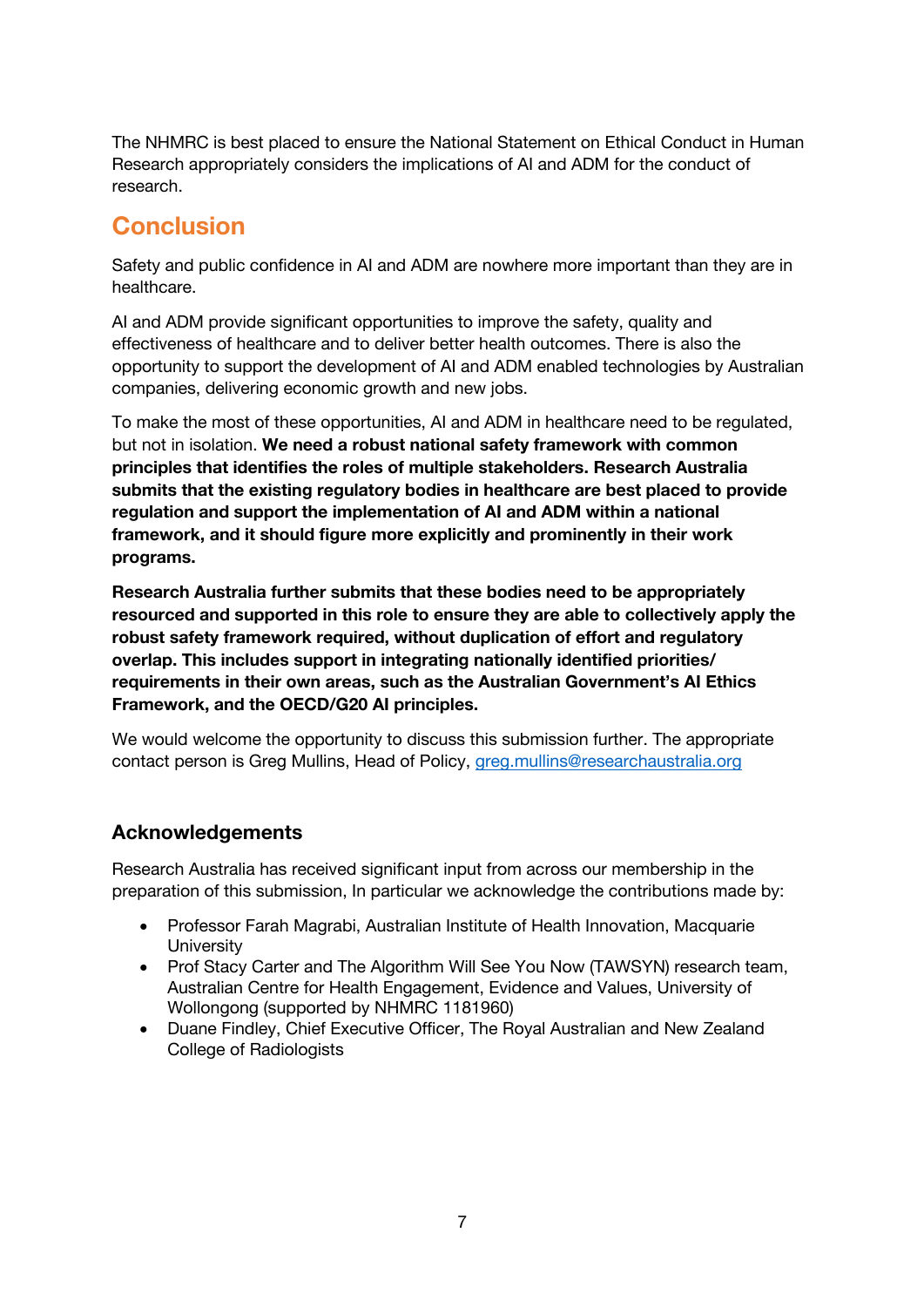The NHMRC is best placed to ensure the National Statement on Ethical Conduct in Human Research appropriately considers the implications of AI and ADM for the conduct of research.

## Conclusion

Safety and public confidence in AI and ADM are nowhere more important than they are in healthcare.

AI and ADM provide significant opportunities to improve the safety, quality and effectiveness of healthcare and to deliver better health outcomes. There is also the opportunity to support the development of AI and ADM enabled technologies by Australian companies, delivering economic growth and new jobs.

To make the most of these opportunities, AI and ADM in healthcare need to be regulated, but not in isolation. **We need a robust national safety framework with common principles that identifies the roles of multiple stakeholders. Research Australia submits that the existing regulatory bodies in healthcare are best placed to provide regulation and support the implementation of AI and ADM within a national framework, and it should figure more explicitly and prominently in their work programs.**

**Research Australia further submits that these bodies need to be appropriately resourced and supported in this role to ensure they are able to collectively apply the robust safety framework required, without duplication of effort and regulatory overlap. This includes support in integrating nationally identified priorities/ requirements in their own areas, such as the Australian Government's AI Ethics Framework, and the OECD/G20 AI principles.**

We would welcome the opportunity to discuss this submission further. The appropriate contact person is Greg Mullins, Head of Policy, greg.mullins@researchaustralia.org

### Acknowledgements

Research Australia has received significant input from across our membership in the preparation of this submission, In particular we acknowledge the contributions made by:

- Professor Farah Magrabi, Australian Institute of Health Innovation, Macquarie University
- Prof Stacy Carter and The Algorithm Will See You Now (TAWSYN) research team, Australian Centre for Health Engagement, Evidence and Values, University of Wollongong (supported by NHMRC 1181960)
- Duane Findley, Chief Executive Officer, The Royal Australian and New Zealand College of Radiologists